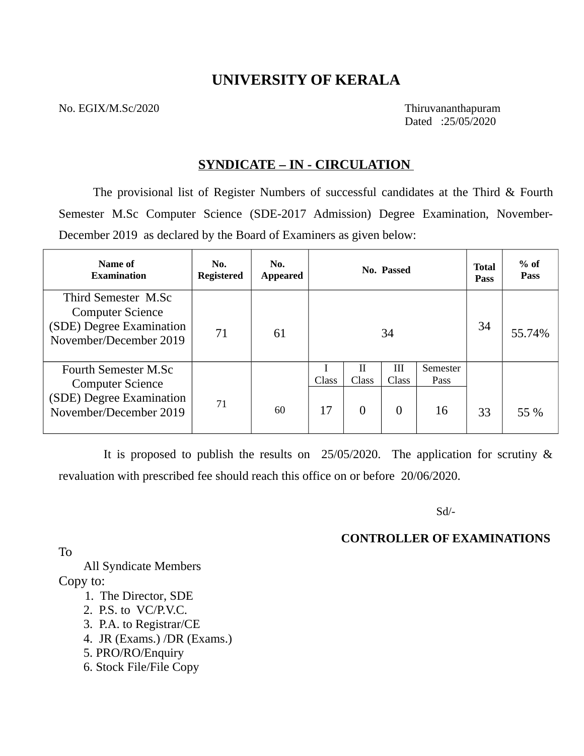# UNIVERSITY OF KERALA

No. EGIX/M.Sc/2020

Thiruvananthapuram
Dated :25/05/2020

## SYNDICATE – IN - CIRCULATION

The provisional list of Register Numbers of successful candidates at the Third & Fourth Semester M.Sc Computer Science (SDE-2017 Admission) Degree Examination, November-December 2019 as declared by the Board of Examiners as given below:

| Name of Examination | No. Registered | No. Appeared | No. Passed | | | | Total Pass | % of Pass |
|---|---|---|---|---|---|---|---|---|
| Third Semester M.Sc Computer Science (SDE) Degree Examination November/December 2019 | 71 | 61 | 34 | | | | 34 | 55.74% |
| | | | I Class | II Class | III Class | Semester Pass | | |
| Fourth Semester M.Sc Computer Science (SDE) Degree Examination November/December 2019 | 71 | 60 | 17 | 0 | 0 | 16 | 33 | 55 % |

It is proposed to publish the results on 25/05/2020. The application for scrutiny & revaluation with prescribed fee should reach this office on or before 20/06/2020.

Sd/-

**CONTROLLER OF EXAMINATIONS**

To

All Syndicate Members

Copy to:

1. The Director, SDE
2. P.S. to VC/P.V.C.
3. P.A. to Registrar/CE
4. JR (Exams.) /DR (Exams.)
5. PRO/RO/Enquiry
6. Stock File/File Copy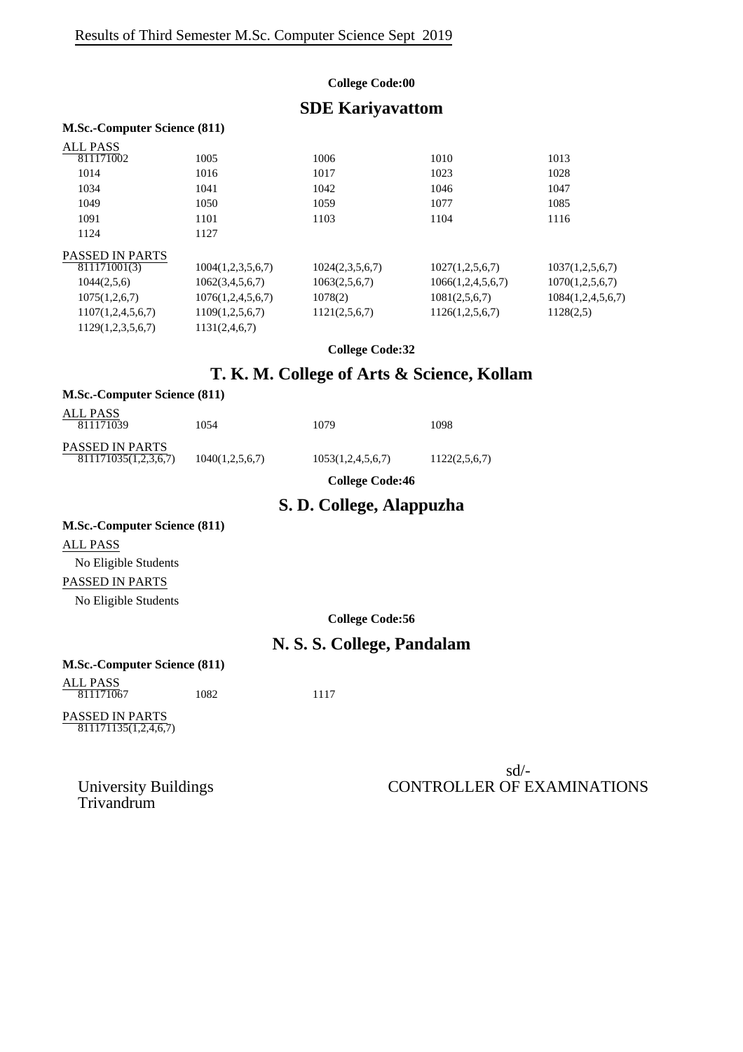Results of Third Semester M.Sc. Computer Science Sept 2019

**College Code:00**

## SDE Kariyavattom

**M.Sc.-Computer Science (811)**

ALL PASS

| | | | | |
|---|---|---|---|---|
| 811171002 | 1005 | 1006 | 1010 | 1013 |
| 1014 | 1016 | 1017 | 1023 | 1028 |
| 1034 | 1041 | 1042 | 1046 | 1047 |
| 1049 | 1050 | 1059 | 1077 | 1085 |
| 1091 | 1101 | 1103 | 1104 | 1116 |
| 1124 | 1127 | | | |

PASSED IN PARTS

| | | | | |
|---|---|---|---|---|
| 811171001(3) | 1004(1,2,3,5,6,7) | 1024(2,3,5,6,7) | 1027(1,2,5,6,7) | 1037(1,2,5,6,7) |
| 1044(2,5,6) | 1062(3,4,5,6,7) | 1063(2,5,6,7) | 1066(1,2,4,5,6,7) | 1070(1,2,5,6,7) |
| 1075(1,2,6,7) | 1076(1,2,4,5,6,7) | 1078(2) | 1081(2,5,6,7) | 1084(1,2,4,5,6,7) |
| 1107(1,2,4,5,6,7) | 1109(1,2,5,6,7) | 1121(2,5,6,7) | 1126(1,2,5,6,7) | 1128(2,5) |
| 1129(1,2,3,5,6,7) | 1131(2,4,6,7) | | | |

**College Code:32**

## T. K. M. College of Arts & Science, Kollam

**M.Sc.-Computer Science (811)**

ALL PASS

| | | | |
|---|---|---|---|
| 811171039 | 1054 | 1079 | 1098 |

PASSED IN PARTS

| | | | |
|---|---|---|---|
| 811171035(1,2,3,6,7) | 1040(1,2,5,6,7) | 1053(1,2,4,5,6,7) | 1122(2,5,6,7) |

**College Code:46**

## S. D. College, Alappuzha

**M.Sc.-Computer Science (811)**

ALL PASS

No Eligible Students

PASSED IN PARTS

No Eligible Students

**College Code:56**

## N. S. S. College, Pandalam

**M.Sc.-Computer Science (811)**

ALL PASS

| | | |
|---|---|---|
| 811171067 | 1082 | 1117 |

PASSED IN PARTS

811171135(1,2,4,6,7)

University Buildings
Trivandrum

sd/-
CONTROLLER OF EXAMINATIONS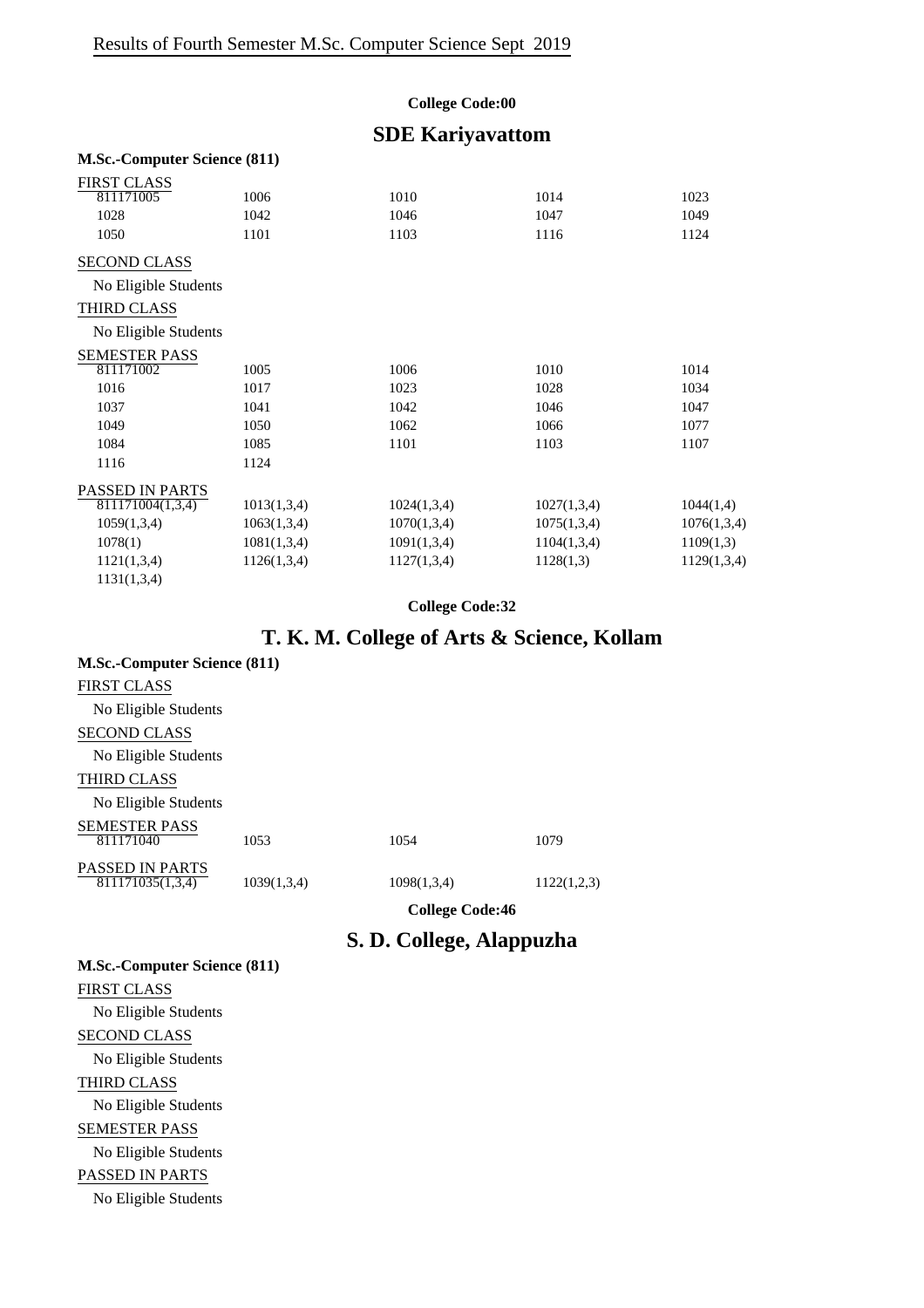# Results of Fourth Semester M.Sc. Computer Science Sept 2019

**College Code:00**

## SDE Kariyavattom

**M.Sc.-Computer Science (811)**

FIRST CLASS

| | | | | |
|---|---|---|---|---|
| 811171005 | 1006 | 1010 | 1014 | 1023 |
| 1028 | 1042 | 1046 | 1047 | 1049 |
| 1050 | 1101 | 1103 | 1116 | 1124 |

SECOND CLASS

No Eligible Students

THIRD CLASS

No Eligible Students

SEMESTER PASS

| | | | | |
|---|---|---|---|---|
| 811171002 | 1005 | 1006 | 1010 | 1014 |
| 1016 | 1017 | 1023 | 1028 | 1034 |
| 1037 | 1041 | 1042 | 1046 | 1047 |
| 1049 | 1050 | 1062 | 1066 | 1077 |
| 1084 | 1085 | 1101 | 1103 | 1107 |
| 1116 | 1124 | | | |

PASSED IN PARTS

| | | | | |
|---|---|---|---|---|
| 811171004(1,3,4) | 1013(1,3,4) | 1024(1,3,4) | 1027(1,3,4) | 1044(1,4) |
| 1059(1,3,4) | 1063(1,3,4) | 1070(1,3,4) | 1075(1,3,4) | 1076(1,3,4) |
| 1078(1) | 1081(1,3,4) | 1091(1,3,4) | 1104(1,3,4) | 1109(1,3) |
| 1121(1,3,4) | 1126(1,3,4) | 1127(1,3,4) | 1128(1,3) | 1129(1,3,4) |
| 1131(1,3,4) | | | | |

**College Code:32**

## T. K. M. College of Arts & Science, Kollam

**M.Sc.-Computer Science (811)**

FIRST CLASS

No Eligible Students

SECOND CLASS

No Eligible Students

THIRD CLASS

No Eligible Students

SEMESTER PASS

| | | | |
|---|---|---|---|
| 811171040 | 1053 | 1054 | 1079 |

PASSED IN PARTS

| | | | |
|---|---|---|---|
| 811171035(1,3,4) | 1039(1,3,4) | 1098(1,3,4) | 1122(1,2,3) |

**College Code:46**

## S. D. College, Alappuzha

**M.Sc.-Computer Science (811)**

FIRST CLASS

No Eligible Students

SECOND CLASS

No Eligible Students

THIRD CLASS

No Eligible Students

SEMESTER PASS

No Eligible Students

PASSED IN PARTS

No Eligible Students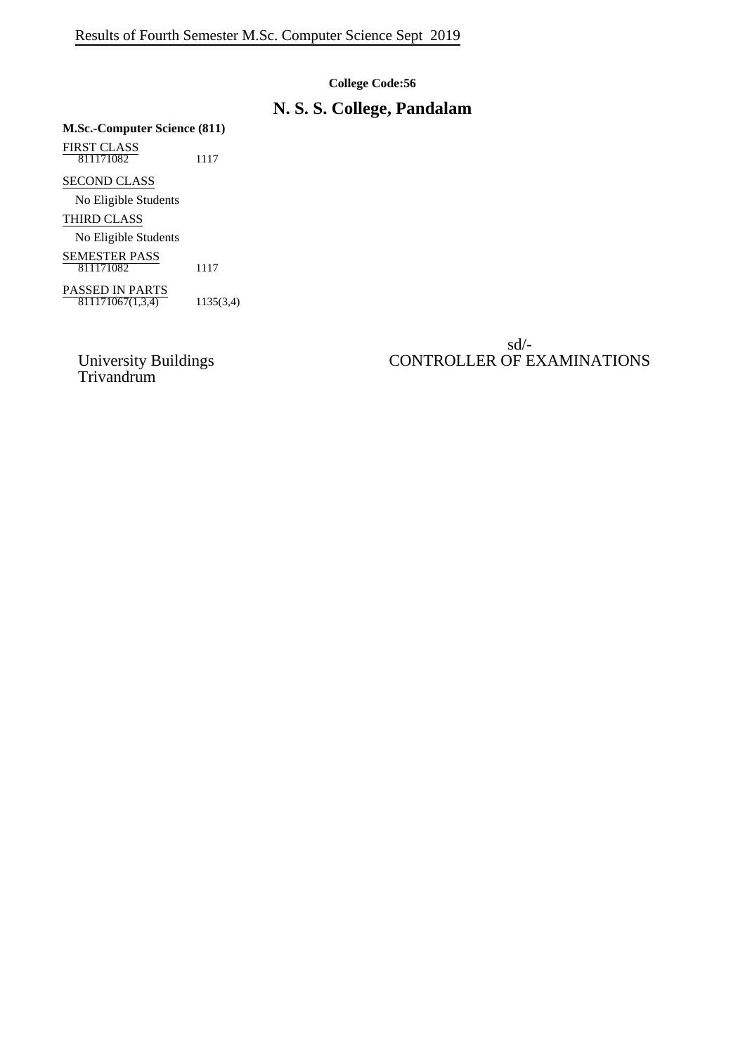Results of Fourth Semester M.Sc. Computer Science Sept 2019

**College Code:56**

## N. S. S. College, Pandalam

**M.Sc.-Computer Science (811)**

FIRST CLASS

811171082 1117

SECOND CLASS

No Eligible Students

THIRD CLASS

No Eligible Students

SEMESTER PASS

811171082 1117

PASSED IN PARTS

811171067(1,3,4) 1135(3,4)

University Buildings
Trivandrum

sd/-
CONTROLLER OF EXAMINATIONS